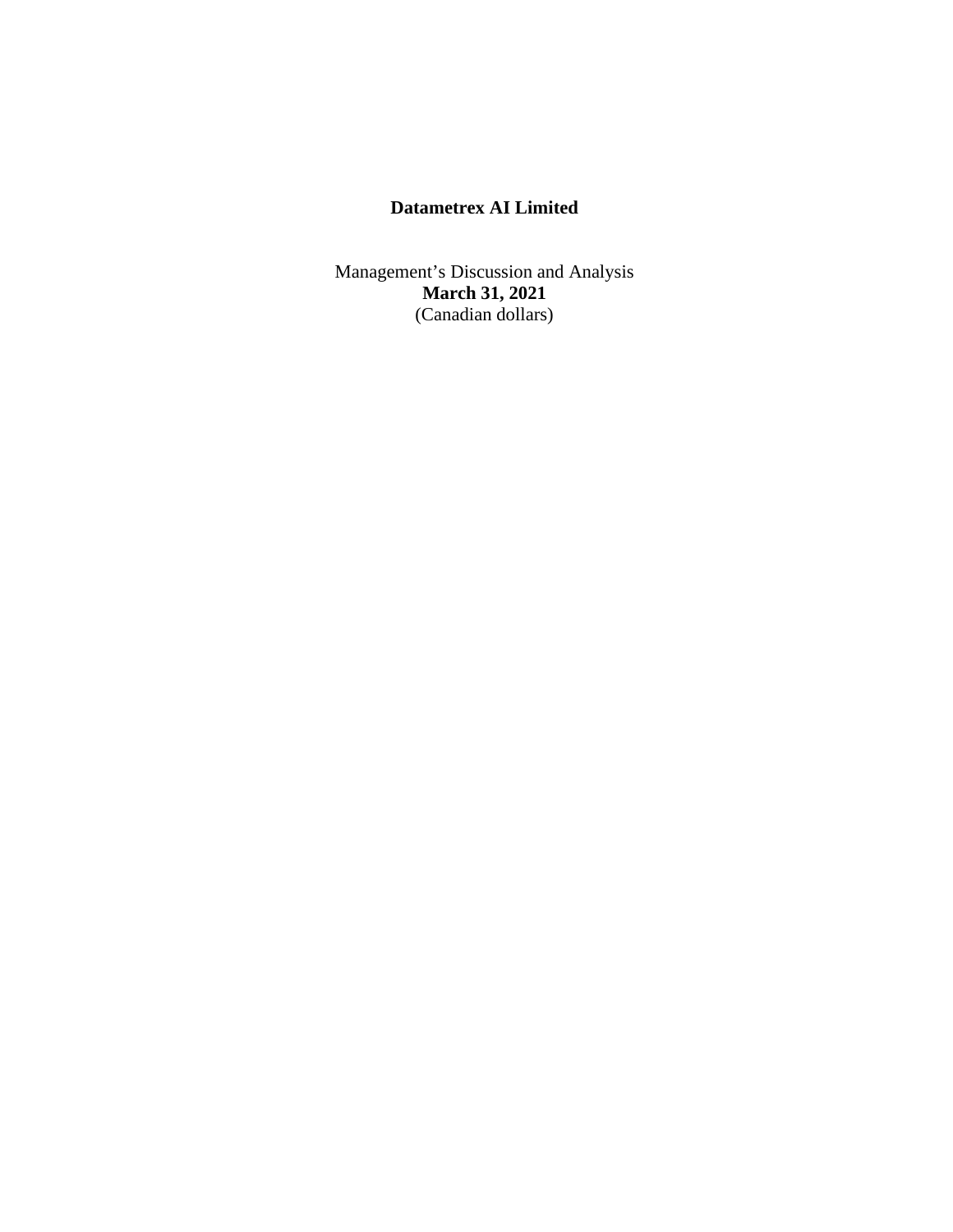# Datametrex AI Limited

Management's Discussion and Analysis
**March 31, 2021**
(Canadian dollars)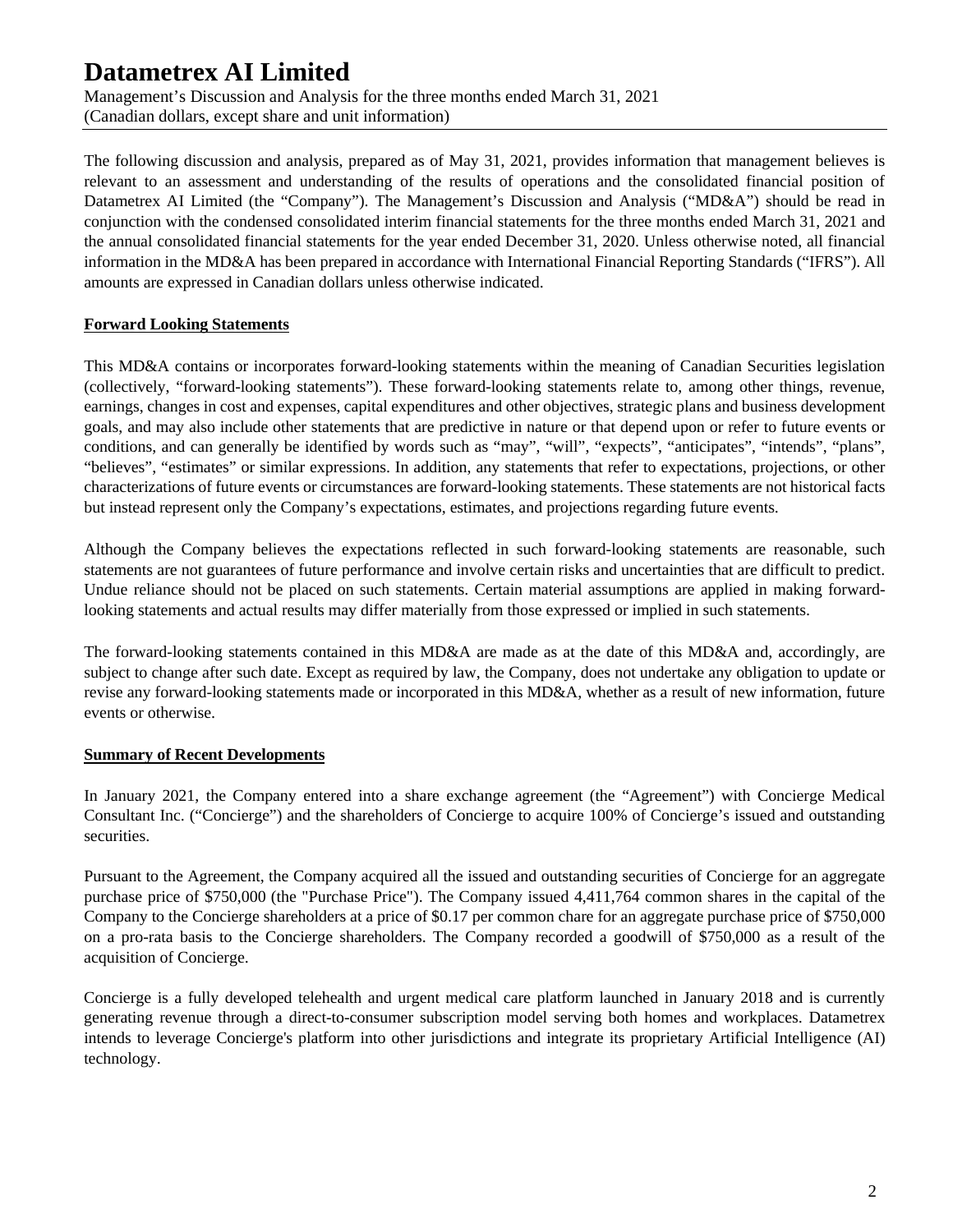The following discussion and analysis, prepared as of May 31, 2021, provides information that management believes is relevant to an assessment and understanding of the results of operations and the consolidated financial position of Datametrex AI Limited (the "Company"). The Management's Discussion and Analysis ("MD&A") should be read in conjunction with the condensed consolidated interim financial statements for the three months ended March 31, 2021 and the annual consolidated financial statements for the year ended December 31, 2020. Unless otherwise noted, all financial information in the MD&A has been prepared in accordance with International Financial Reporting Standards ("IFRS"). All amounts are expressed in Canadian dollars unless otherwise indicated.

**Forward Looking Statements**

This MD&A contains or incorporates forward-looking statements within the meaning of Canadian Securities legislation (collectively, "forward-looking statements"). These forward-looking statements relate to, among other things, revenue, earnings, changes in cost and expenses, capital expenditures and other objectives, strategic plans and business development goals, and may also include other statements that are predictive in nature or that depend upon or refer to future events or conditions, and can generally be identified by words such as "may", "will", "expects", "anticipates", "intends", "plans", "believes", "estimates" or similar expressions. In addition, any statements that refer to expectations, projections, or other characterizations of future events or circumstances are forward-looking statements. These statements are not historical facts but instead represent only the Company's expectations, estimates, and projections regarding future events.

Although the Company believes the expectations reflected in such forward-looking statements are reasonable, such statements are not guarantees of future performance and involve certain risks and uncertainties that are difficult to predict. Undue reliance should not be placed on such statements. Certain material assumptions are applied in making forward-looking statements and actual results may differ materially from those expressed or implied in such statements.

The forward-looking statements contained in this MD&A are made as at the date of this MD&A and, accordingly, are subject to change after such date. Except as required by law, the Company, does not undertake any obligation to update or revise any forward-looking statements made or incorporated in this MD&A, whether as a result of new information, future events or otherwise.

**Summary of Recent Developments**

In January 2021, the Company entered into a share exchange agreement (the "Agreement") with Concierge Medical Consultant Inc. ("Concierge") and the shareholders of Concierge to acquire 100% of Concierge's issued and outstanding securities.

Pursuant to the Agreement, the Company acquired all the issued and outstanding securities of Concierge for an aggregate purchase price of $750,000 (the "Purchase Price"). The Company issued 4,411,764 common shares in the capital of the Company to the Concierge shareholders at a price of $0.17 per common chare for an aggregate purchase price of $750,000 on a pro-rata basis to the Concierge shareholders. The Company recorded a goodwill of $750,000 as a result of the acquisition of Concierge.

Concierge is a fully developed telehealth and urgent medical care platform launched in January 2018 and is currently generating revenue through a direct-to-consumer subscription model serving both homes and workplaces. Datametrex intends to leverage Concierge's platform into other jurisdictions and integrate its proprietary Artificial Intelligence (AI) technology.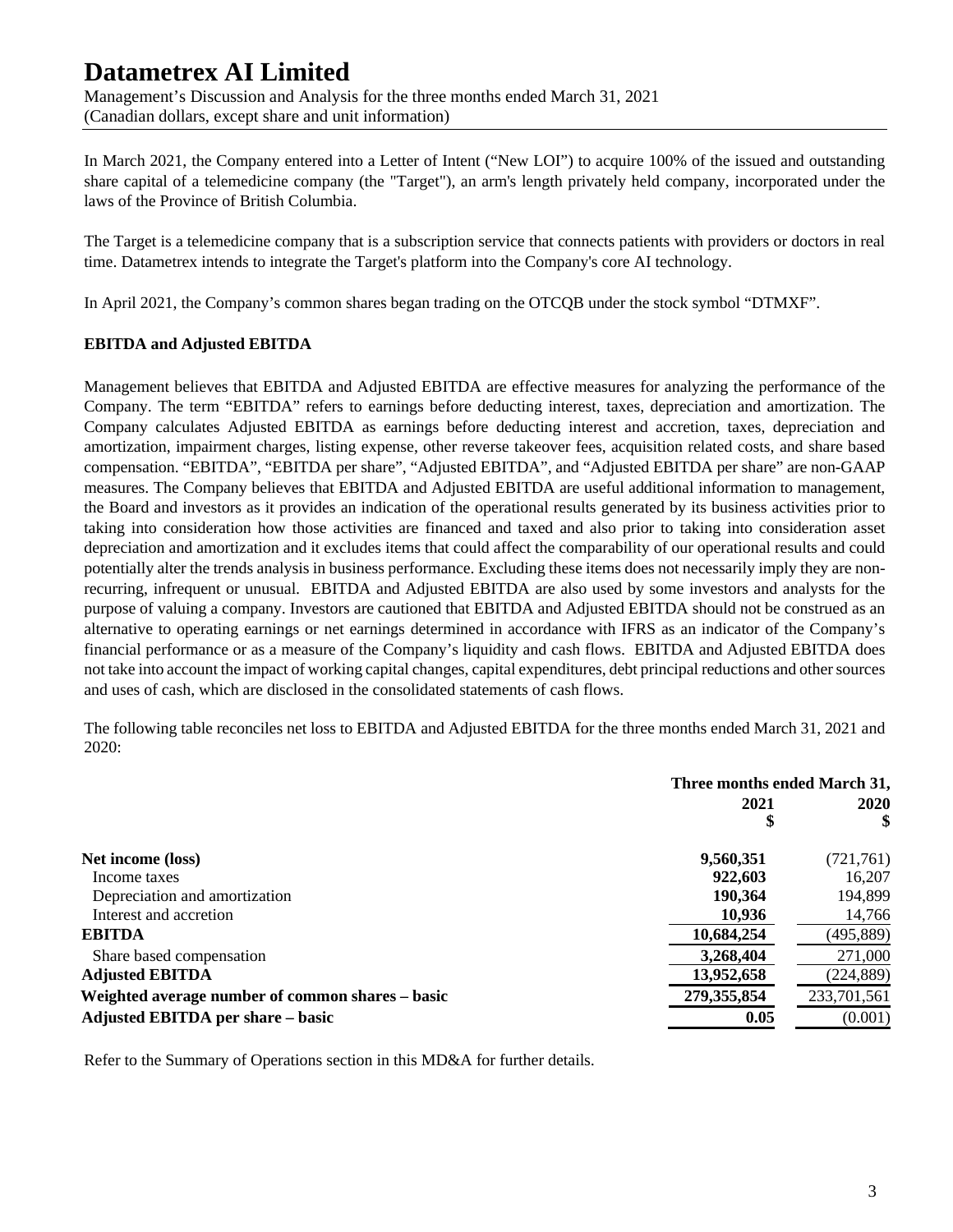In March 2021, the Company entered into a Letter of Intent ("New LOI") to acquire 100% of the issued and outstanding share capital of a telemedicine company (the "Target"), an arm's length privately held company, incorporated under the laws of the Province of British Columbia.

The Target is a telemedicine company that is a subscription service that connects patients with providers or doctors in real time. Datametrex intends to integrate the Target's platform into the Company's core AI technology.

In April 2021, the Company's common shares began trading on the OTCQB under the stock symbol "DTMXF".

**EBITDA and Adjusted EBITDA**

Management believes that EBITDA and Adjusted EBITDA are effective measures for analyzing the performance of the Company. The term "EBITDA" refers to earnings before deducting interest, taxes, depreciation and amortization. The Company calculates Adjusted EBITDA as earnings before deducting interest and accretion, taxes, depreciation and amortization, impairment charges, listing expense, other reverse takeover fees, acquisition related costs, and share based compensation. "EBITDA", "EBITDA per share", "Adjusted EBITDA", and "Adjusted EBITDA per share" are non-GAAP measures. The Company believes that EBITDA and Adjusted EBITDA are useful additional information to management, the Board and investors as it provides an indication of the operational results generated by its business activities prior to taking into consideration how those activities are financed and taxed and also prior to taking into consideration asset depreciation and amortization and it excludes items that could affect the comparability of our operational results and could potentially alter the trends analysis in business performance. Excluding these items does not necessarily imply they are non-recurring, infrequent or unusual. EBITDA and Adjusted EBITDA are also used by some investors and analysts for the purpose of valuing a company. Investors are cautioned that EBITDA and Adjusted EBITDA should not be construed as an alternative to operating earnings or net earnings determined in accordance with IFRS as an indicator of the Company's financial performance or as a measure of the Company's liquidity and cash flows. EBITDA and Adjusted EBITDA does not take into account the impact of working capital changes, capital expenditures, debt principal reductions and other sources and uses of cash, which are disclosed in the consolidated statements of cash flows.

The following table reconciles net loss to EBITDA and Adjusted EBITDA for the three months ended March 31, 2021 and 2020:

| | Three months ended March 31, | |
|---|---|---|
| | **2021** **$** | **2020** **$** |
| **Net income (loss)** | **9,560,351** | (721,761) |
| Income taxes | **922,603** | 16,207 |
| Depreciation and amortization | **190,364** | 194,899 |
| Interest and accretion | **10,936** | 14,766 |
| **EBITDA** | **10,684,254** | (495,889) |
| Share based compensation | **3,268,404** | 271,000 |
| **Adjusted EBITDA** | **13,952,658** | (224,889) |
| **Weighted average number of common shares – basic** | **279,355,854** | 233,701,561 |
| **Adjusted EBITDA per share – basic** | **0.05** | (0.001) |

Refer to the Summary of Operations section in this MD&A for further details.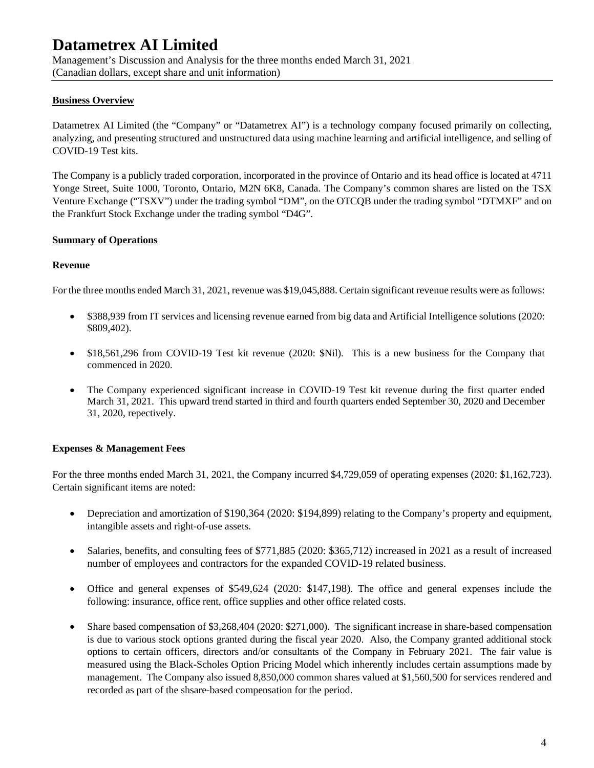# Datametrex AI Limited

Management's Discussion and Analysis for the three months ended March 31, 2021
(Canadian dollars, except share and unit information)

## Business Overview

Datametrex AI Limited (the "Company" or "Datametrex AI") is a technology company focused primarily on collecting, analyzing, and presenting structured and unstructured data using machine learning and artificial intelligence, and selling of COVID-19 Test kits.

The Company is a publicly traded corporation, incorporated in the province of Ontario and its head office is located at 4711 Yonge Street, Suite 1000, Toronto, Ontario, M2N 6K8, Canada. The Company's common shares are listed on the TSX Venture Exchange ("TSXV") under the trading symbol "DM", on the OTCQB under the trading symbol "DTMXF" and on the Frankfurt Stock Exchange under the trading symbol "D4G".

## Summary of Operations

### Revenue

For the three months ended March 31, 2021, revenue was $19,045,888. Certain significant revenue results were as follows:

- $388,939 from IT services and licensing revenue earned from big data and Artificial Intelligence solutions (2020: $809,402).
- $18,561,296 from COVID-19 Test kit revenue (2020: $Nil). This is a new business for the Company that commenced in 2020.
- The Company experienced significant increase in COVID-19 Test kit revenue during the first quarter ended March 31, 2021. This upward trend started in third and fourth quarters ended September 30, 2020 and December 31, 2020, repectively.

### Expenses & Management Fees

For the three months ended March 31, 2021, the Company incurred $4,729,059 of operating expenses (2020: $1,162,723). Certain significant items are noted:

- Depreciation and amortization of $190,364 (2020: $194,899) relating to the Company's property and equipment, intangible assets and right-of-use assets.
- Salaries, benefits, and consulting fees of $771,885 (2020: $365,712) increased in 2021 as a result of increased number of employees and contractors for the expanded COVID-19 related business.
- Office and general expenses of $549,624 (2020: $147,198). The office and general expenses include the following: insurance, office rent, office supplies and other office related costs.
- Share based compensation of $3,268,404 (2020: $271,000). The significant increase in share-based compensation is due to various stock options granted during the fiscal year 2020. Also, the Company granted additional stock options to certain officers, directors and/or consultants of the Company in February 2021. The fair value is measured using the Black-Scholes Option Pricing Model which inherently includes certain assumptions made by management. The Company also issued 8,850,000 common shares valued at $1,560,500 for services rendered and recorded as part of the shsare-based compensation for the period.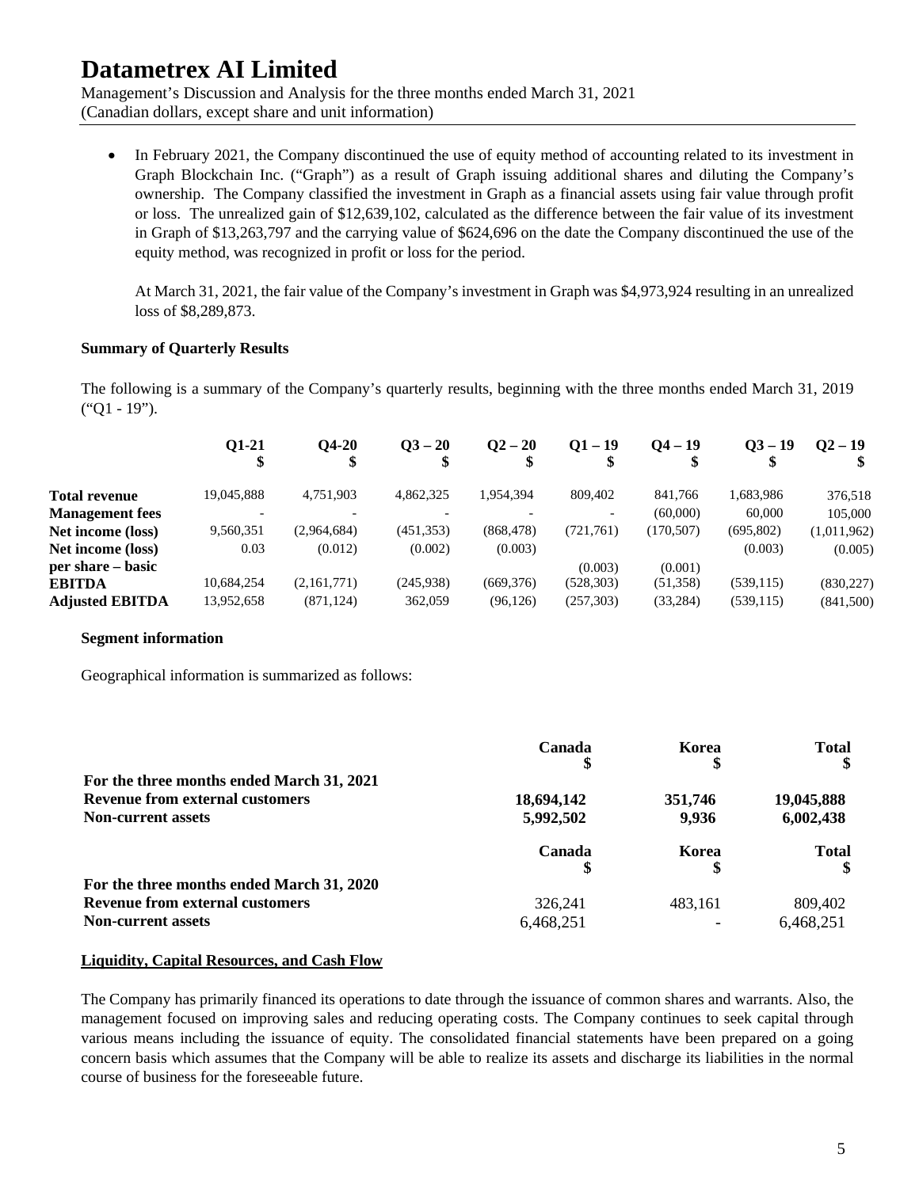- In February 2021, the Company discontinued the use of equity method of accounting related to its investment in Graph Blockchain Inc. ("Graph") as a result of Graph issuing additional shares and diluting the Company's ownership. The Company classified the investment in Graph as a financial assets using fair value through profit or loss. The unrealized gain of $12,639,102, calculated as the difference between the fair value of its investment in Graph of $13,263,797 and the carrying value of $624,696 on the date the Company discontinued the use of the equity method, was recognized in profit or loss for the period.

  At March 31, 2021, the fair value of the Company's investment in Graph was $4,973,924 resulting in an unrealized loss of $8,289,873.

**Summary of Quarterly Results**

The following is a summary of the Company's quarterly results, beginning with the three months ended March 31, 2019 ("Q1 - 19").

| | Q1-21<br>$ | Q4-20<br>$ | Q3 – 20<br>$ | Q2 – 20<br>$ | Q1 – 19<br>$ | Q4 – 19<br>$ | Q3 – 19<br>$ | Q2 – 19<br>$ |
|---|---|---|---|---|---|---|---|---|
| **Total revenue** | 19,045,888 | 4,751,903 | 4,862,325 | 1,954,394 | 809,402 | 841,766 | 1,683,986 | 376,518 |
| **Management fees** | - | - | - | - | - | (60,000) | 60,000 | 105,000 |
| **Net income (loss)** | 9,560,351 | (2,964,684) | (451,353) | (868,478) | (721,761) | (170,507) | (695,802) | (1,011,962) |
| **Net income (loss) per share – basic** | 0.03 | (0.012) | (0.002) | (0.003) | (0.003) | (0.001) | (0.003) | (0.005) |
| **EBITDA** | 10,684,254 | (2,161,771) | (245,938) | (669,376) | (528,303) | (51,358) | (539,115) | (830,227) |
| **Adjusted EBITDA** | 13,952,658 | (871,124) | 362,059 | (96,126) | (257,303) | (33,284) | (539,115) | (841,500) |

**Segment information**

Geographical information is summarized as follows:

| | Canada<br>$ | Korea<br>$ | Total<br>$ |
|---|---|---|---|
| **For the three months ended March 31, 2021** | | | |
| **Revenue from external customers** | **18,694,142** | **351,746** | **19,045,888** |
| **Non-current assets** | **5,992,502** | **9,936** | **6,002,438** |

| | Canada<br>$ | Korea<br>$ | Total<br>$ |
|---|---|---|---|
| **For the three months ended March 31, 2020** | | | |
| **Revenue from external customers** | 326,241 | 483,161 | 809,402 |
| **Non-current assets** | 6,468,251 | - | 6,468,251 |

**Liquidity, Capital Resources, and Cash Flow**

The Company has primarily financed its operations to date through the issuance of common shares and warrants. Also, the management focused on improving sales and reducing operating costs. The Company continues to seek capital through various means including the issuance of equity. The consolidated financial statements have been prepared on a going concern basis which assumes that the Company will be able to realize its assets and discharge its liabilities in the normal course of business for the foreseeable future.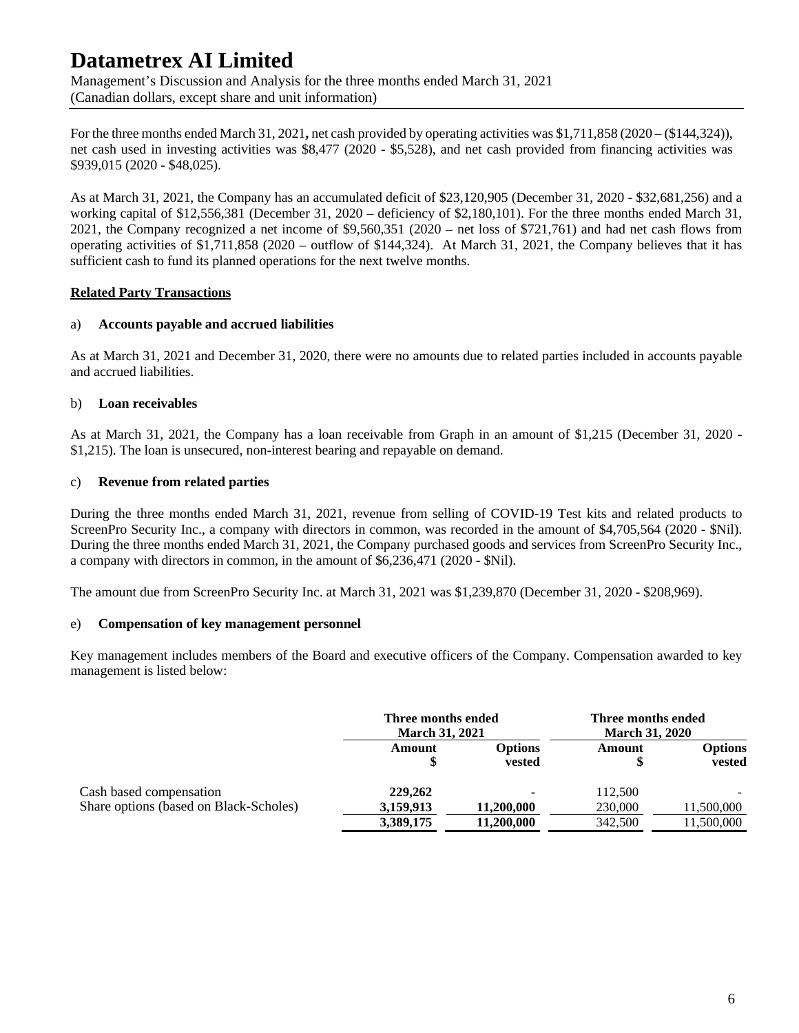For the three months ended March 31, 2021**,** net cash provided by operating activities was $1,711,858 (2020 – ($144,324)), net cash used in investing activities was $8,477 (2020 - $5,528), and net cash provided from financing activities was $939,015 (2020 - $48,025).

As at March 31, 2021, the Company has an accumulated deficit of $23,120,905 (December 31, 2020 - $32,681,256) and a working capital of $12,556,381 (December 31, 2020 – deficiency of $2,180,101). For the three months ended March 31, 2021, the Company recognized a net income of $9,560,351 (2020 – net loss of $721,761) and had net cash flows from operating activities of $1,711,858 (2020 – outflow of $144,324). At March 31, 2021, the Company believes that it has sufficient cash to fund its planned operations for the next twelve months.

## Related Party Transactions

a) **Accounts payable and accrued liabilities**

As at March 31, 2021 and December 31, 2020, there were no amounts due to related parties included in accounts payable and accrued liabilities.

b) **Loan receivables**

As at March 31, 2021, the Company has a loan receivable from Graph in an amount of $1,215 (December 31, 2020 - $1,215). The loan is unsecured, non-interest bearing and repayable on demand.

c) **Revenue from related parties**

During the three months ended March 31, 2021, revenue from selling of COVID-19 Test kits and related products to ScreenPro Security Inc., a company with directors in common, was recorded in the amount of $4,705,564 (2020 - $Nil). During the three months ended March 31, 2021, the Company purchased goods and services from ScreenPro Security Inc., a company with directors in common, in the amount of $6,236,471 (2020 - $Nil).

The amount due from ScreenPro Security Inc. at March 31, 2021 was $1,239,870 (December 31, 2020 - $208,969).

e) **Compensation of key management personnel**

Key management includes members of the Board and executive officers of the Company. Compensation awarded to key management is listed below:

| | Three months ended March 31, 2021 | | Three months ended March 31, 2020 | |
|---|---|---|---|---|
| | Amount $ | Options vested | Amount $ | Options vested |
| Cash based compensation | **229,262** | **-** | 112,500 | - |
| Share options (based on Black-Scholes) | **3,159,913** | **11,200,000** | 230,000 | 11,500,000 |
| | **3,389,175** | **11,200,000** | 342,500 | 11,500,000 |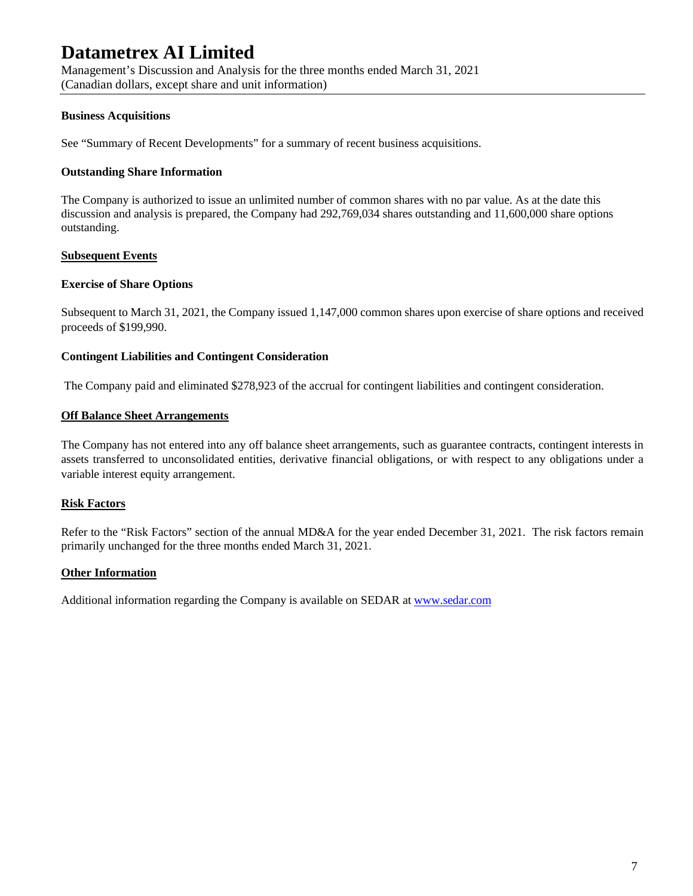# Datametrex AI Limited

Management's Discussion and Analysis for the three months ended March 31, 2021
(Canadian dollars, except share and unit information)

**Business Acquisitions**

See "Summary of Recent Developments" for a summary of recent business acquisitions.

**Outstanding Share Information**

The Company is authorized to issue an unlimited number of common shares with no par value. As at the date this discussion and analysis is prepared, the Company had 292,769,034 shares outstanding and 11,600,000 share options outstanding.

## Subsequent Events

**Exercise of Share Options**

Subsequent to March 31, 2021, the Company issued 1,147,000 common shares upon exercise of share options and received proceeds of $199,990.

**Contingent Liabilities and Contingent Consideration**

The Company paid and eliminated $278,923 of the accrual for contingent liabilities and contingent consideration.

## Off Balance Sheet Arrangements

The Company has not entered into any off balance sheet arrangements, such as guarantee contracts, contingent interests in assets transferred to unconsolidated entities, derivative financial obligations, or with respect to any obligations under a variable interest equity arrangement.

## Risk Factors

Refer to the "Risk Factors" section of the annual MD&A for the year ended December 31, 2021. The risk factors remain primarily unchanged for the three months ended March 31, 2021.

## Other Information

Additional information regarding the Company is available on SEDAR at www.sedar.com